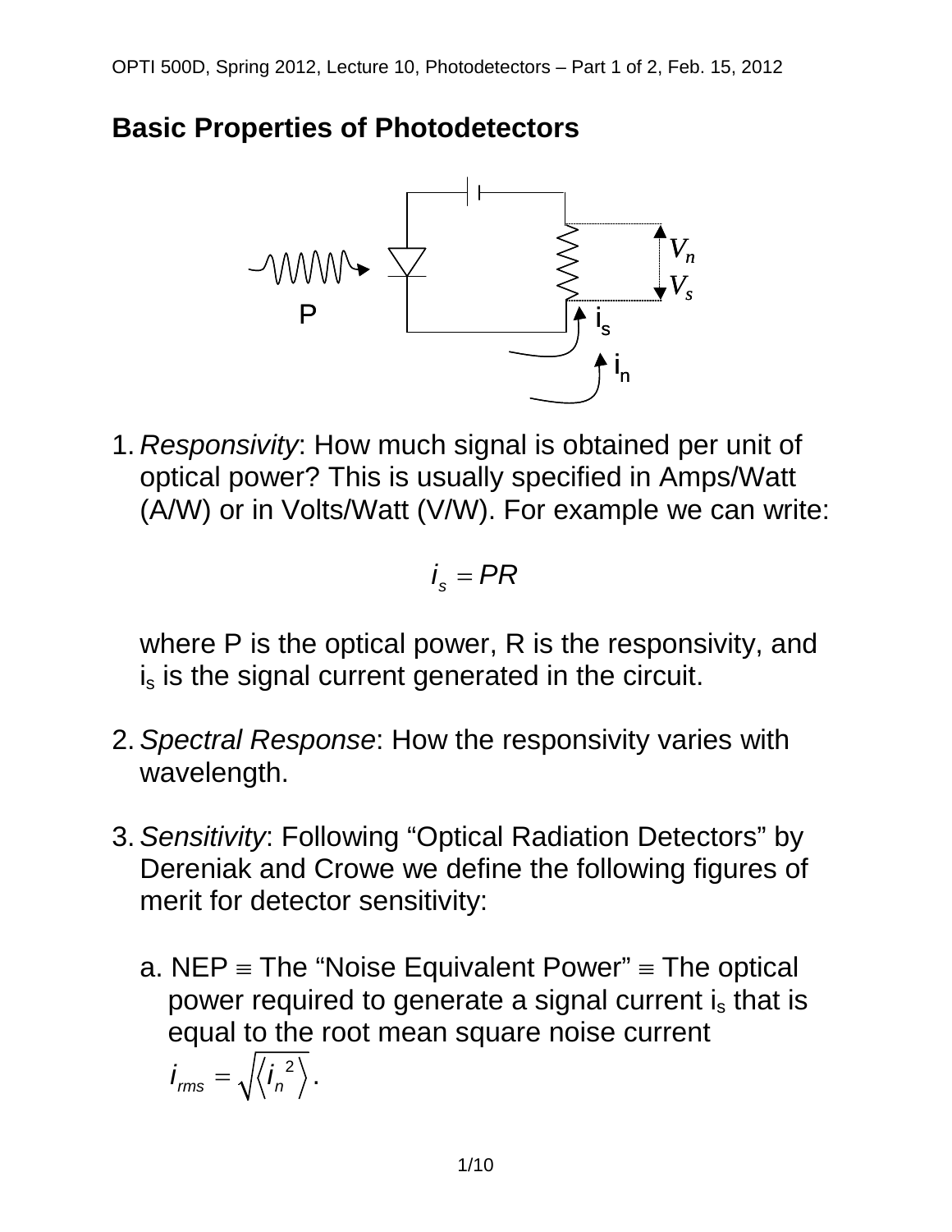## Basic Properties of Photodetectors

1. *Responsivity*: How much signal is obtained per unit of optical power? This is usually specified in Amps/Watt (A/W) or in Volts/Watt (V/W). For example we can write:

$$i_s = PR$$

   where P is the optical power, R is the responsivity, and $i_s$ is the signal current generated in the circuit.

2. *Spectral Response*: How the responsivity varies with wavelength.

3. *Sensitivity*: Following "Optical Radiation Detectors" by Dereniak and Crowe we define the following figures of merit for detector sensitivity:

   a. NEP $\equiv$ The "Noise Equivalent Power" $\equiv$ The optical power required to generate a signal current $i_s$ that is equal to the root mean square noise current $i_{rms} = \sqrt{\langle i_n{}^2 \rangle}$.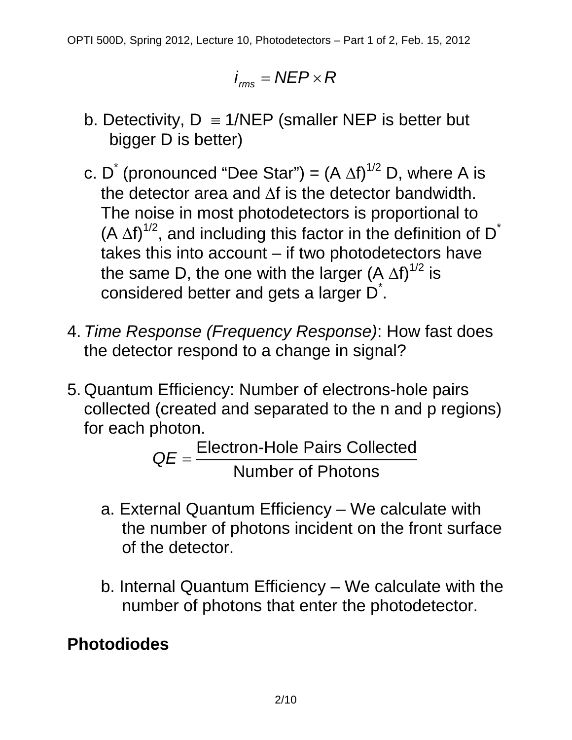$$i_{rms} = NEP \times R$$

b. Detectivity, $D \equiv 1/NEP$ (smaller NEP is better but bigger D is better)

c. $D^*$ (pronounced "Dee Star") = $(A\,\Delta f)^{1/2}$ D, where A is the detector area and $\Delta f$ is the detector bandwidth. The noise in most photodetectors is proportional to $(A\,\Delta f)^{1/2}$, and including this factor in the definition of $D^*$ takes this into account – if two photodetectors have the same D, the one with the larger $(A\,\Delta f)^{1/2}$ is considered better and gets a larger $D^*$.

4. *Time Response (Frequency Response)*: How fast does the detector respond to a change in signal?

5. Quantum Efficiency: Number of electrons-hole pairs collected (created and separated to the n and p regions) for each photon.

$$QE = \frac{\text{Electron-Hole Pairs Collected}}{\text{Number of Photons}}$$

   a. External Quantum Efficiency – We calculate with the number of photons incident on the front surface of the detector.

   b. Internal Quantum Efficiency – We calculate with the number of photons that enter the photodetector.

## Photodiodes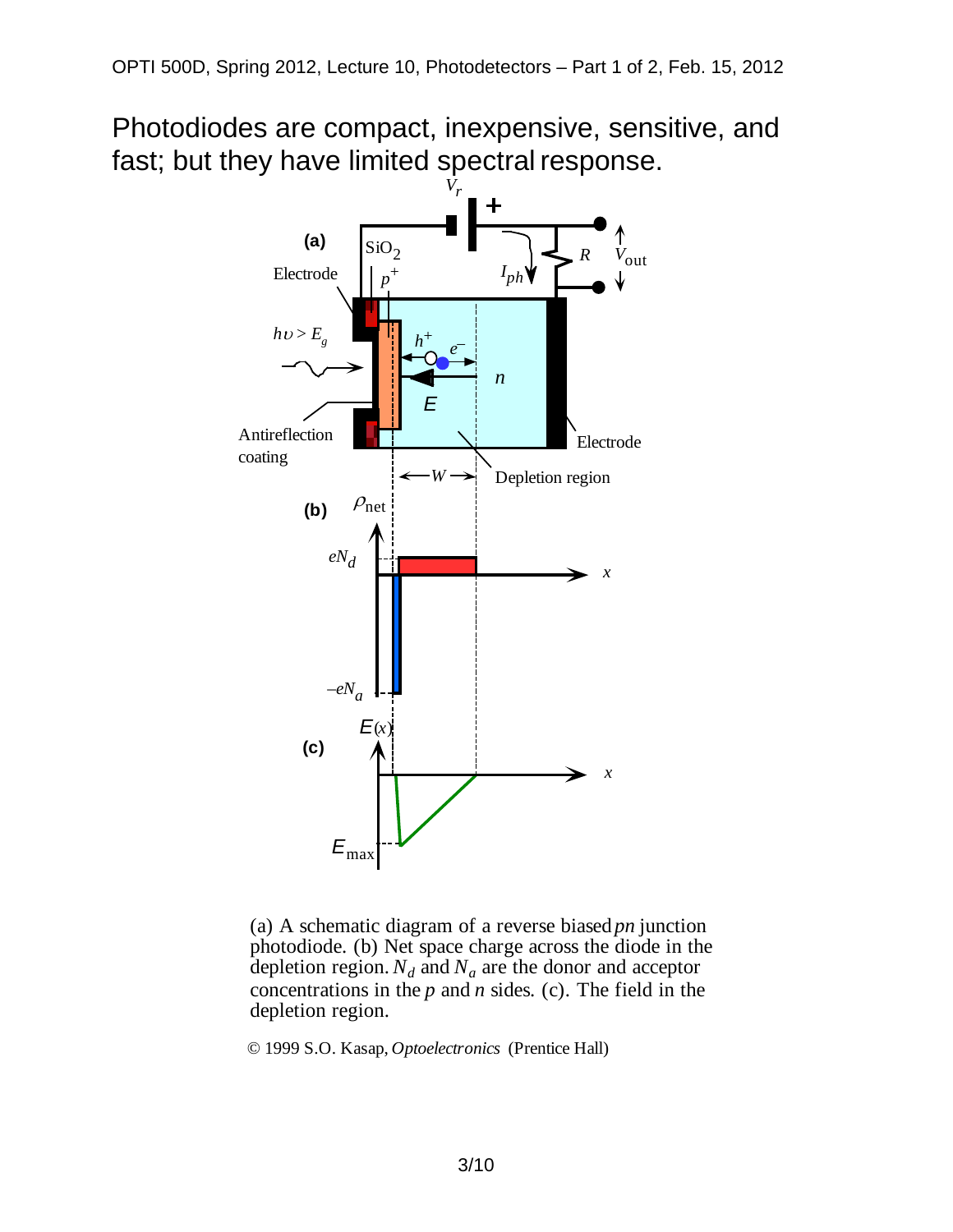# Photodiodes are compact, inexpensive, sensitive, and fast; but they have limited spectral response.

(a) A schematic diagram of a reverse biased *pn* junction photodiode. (b) Net space charge across the diode in the depletion region. $N_d$ and $N_a$ are the donor and acceptor concentrations in the *p* and *n* sides. (c). The field in the depletion region.

© 1999 S.O. Kasap, *Optoelectronics* (Prentice Hall)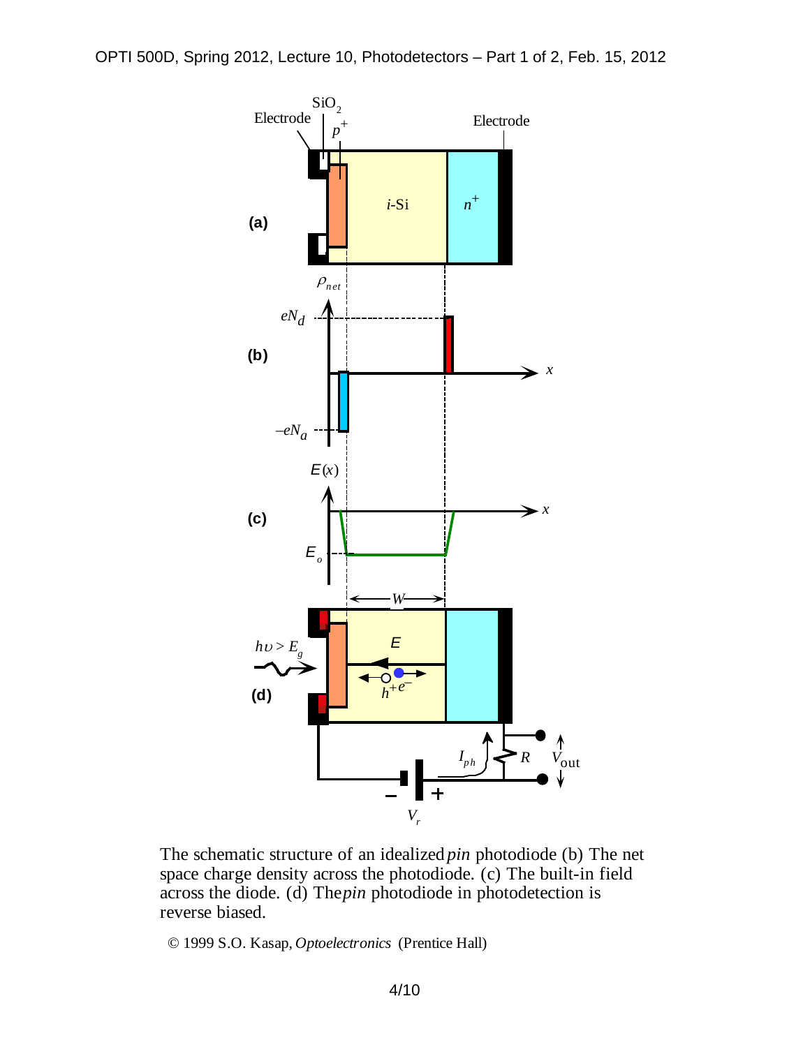The schematic structure of an idealized *pin* photodiode (b) The net space charge density across the photodiode. (c) The built-in field across the diode. (d) The *pin* photodiode in photodetection is reverse biased.

© 1999 S.O. Kasap, *Optoelectronics* (Prentice Hall)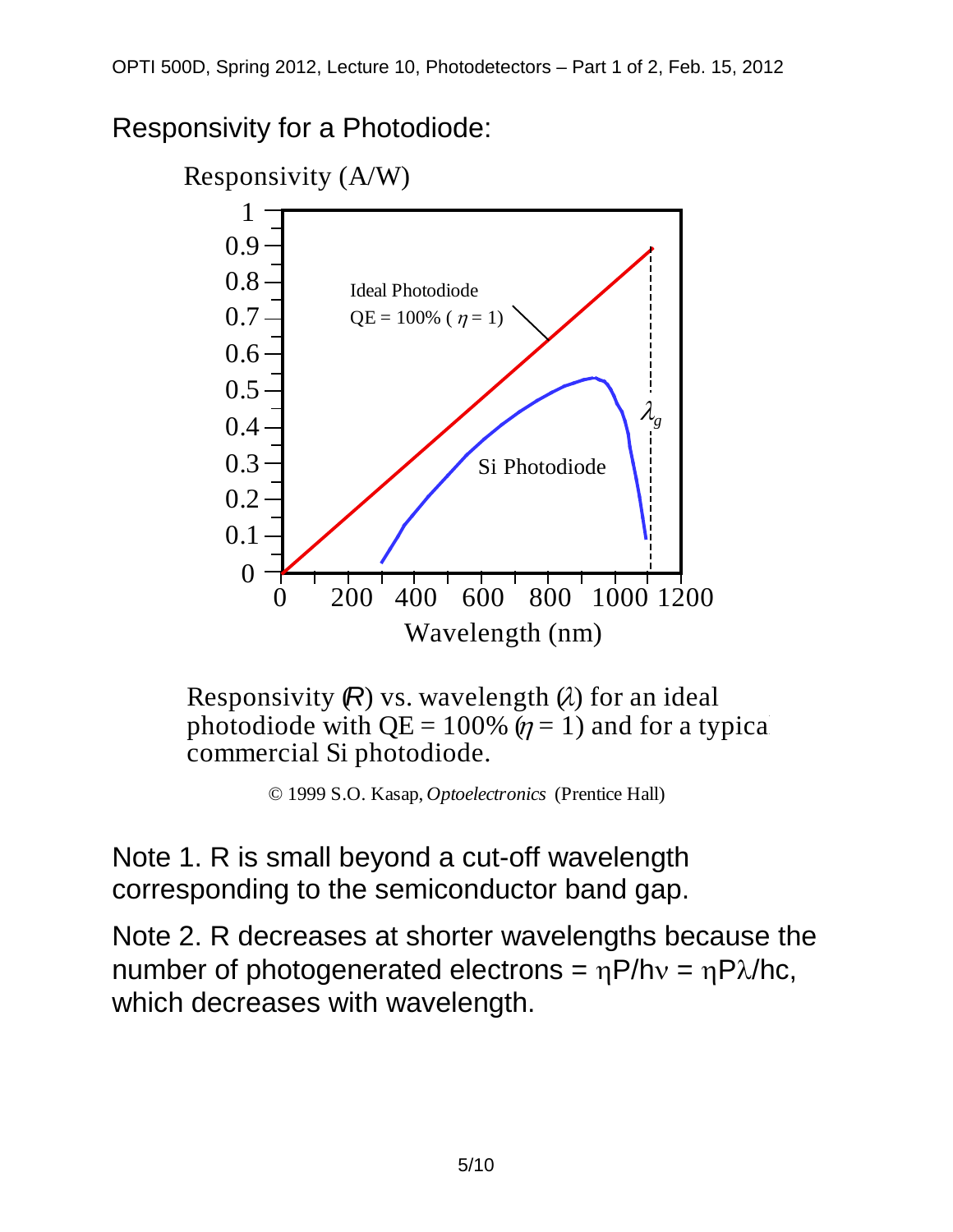## Responsivity for a Photodiode:

Responsivity ($R$) vs. wavelength ($\lambda$) for an ideal photodiode with QE = 100% ($\eta = 1$) and for a typical commercial Si photodiode.

© 1999 S.O. Kasap, *Optoelectronics* (Prentice Hall)

Note 1. R is small beyond a cut-off wavelength corresponding to the semiconductor band gap.

Note 2. R decreases at shorter wavelengths because the number of photogenerated electrons = $\eta P/h\nu = \eta P\lambda/hc$, which decreases with wavelength.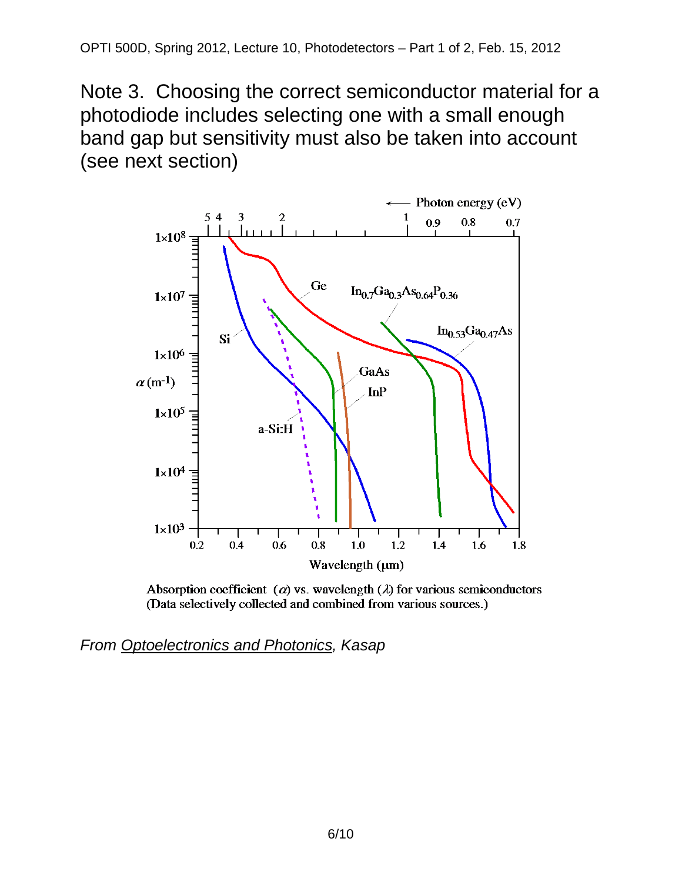Note 3. Choosing the correct semiconductor material for a photodiode includes selecting one with a small enough band gap but sensitivity must also be taken into account (see next section)

Absorption coefficient ($\alpha$) vs. wavelength ($\lambda$) for various semiconductors (Data selectively collected and combined from various sources.)

*From Optoelectronics and Photonics, Kasap*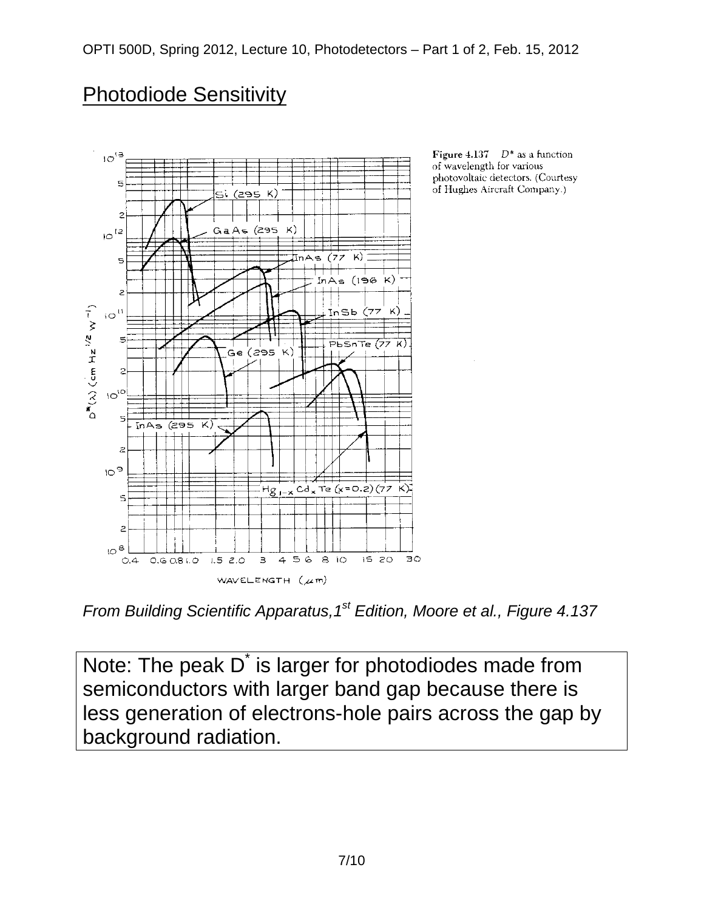# Photodiode Sensitivity

Figure 4.137 $D^*$ as a function of wavelength for various photovoltaic detectors. (Courtesy of Hughes Aircraft Company.)

*From Building Scientific Apparatus, 1st Edition, Moore et al., Figure 4.137*

Note: The peak $D^*$ is larger for photodiodes made from semiconductors with larger band gap because there is less generation of electrons-hole pairs across the gap by background radiation.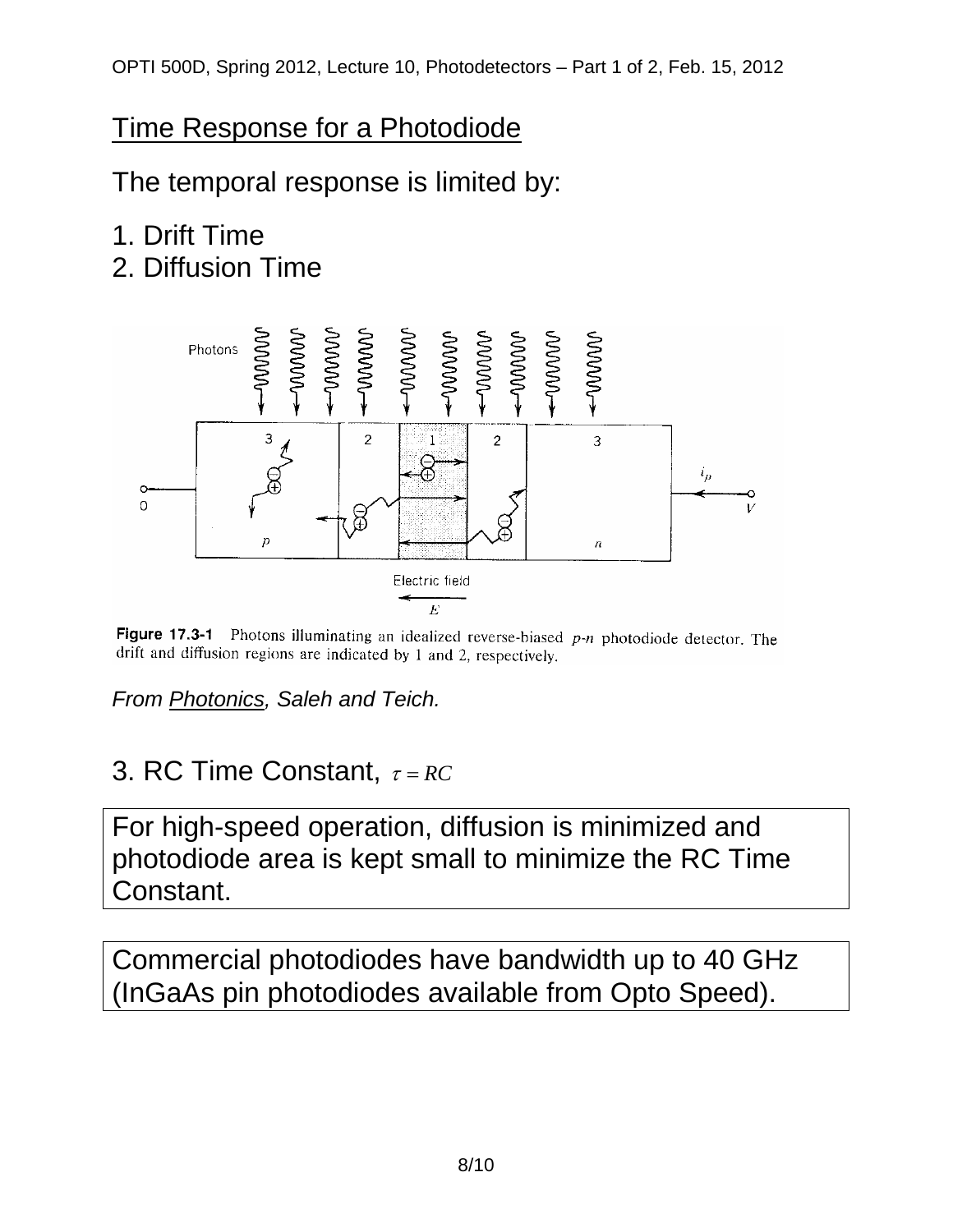## Time Response for a Photodiode

The temporal response is limited by:

1. Drift Time
2. Diffusion Time

**Figure 17.3-1** Photons illuminating an idealized reverse-biased *p-n* photodiode detector. The drift and diffusion regions are indicated by 1 and 2, respectively.

*From Photonics, Saleh and Teich.*

3. RC Time Constant, $\tau = RC$

For high-speed operation, diffusion is minimized and photodiode area is kept small to minimize the RC Time Constant.

Commercial photodiodes have bandwidth up to 40 GHz (InGaAs pin photodiodes available from Opto Speed).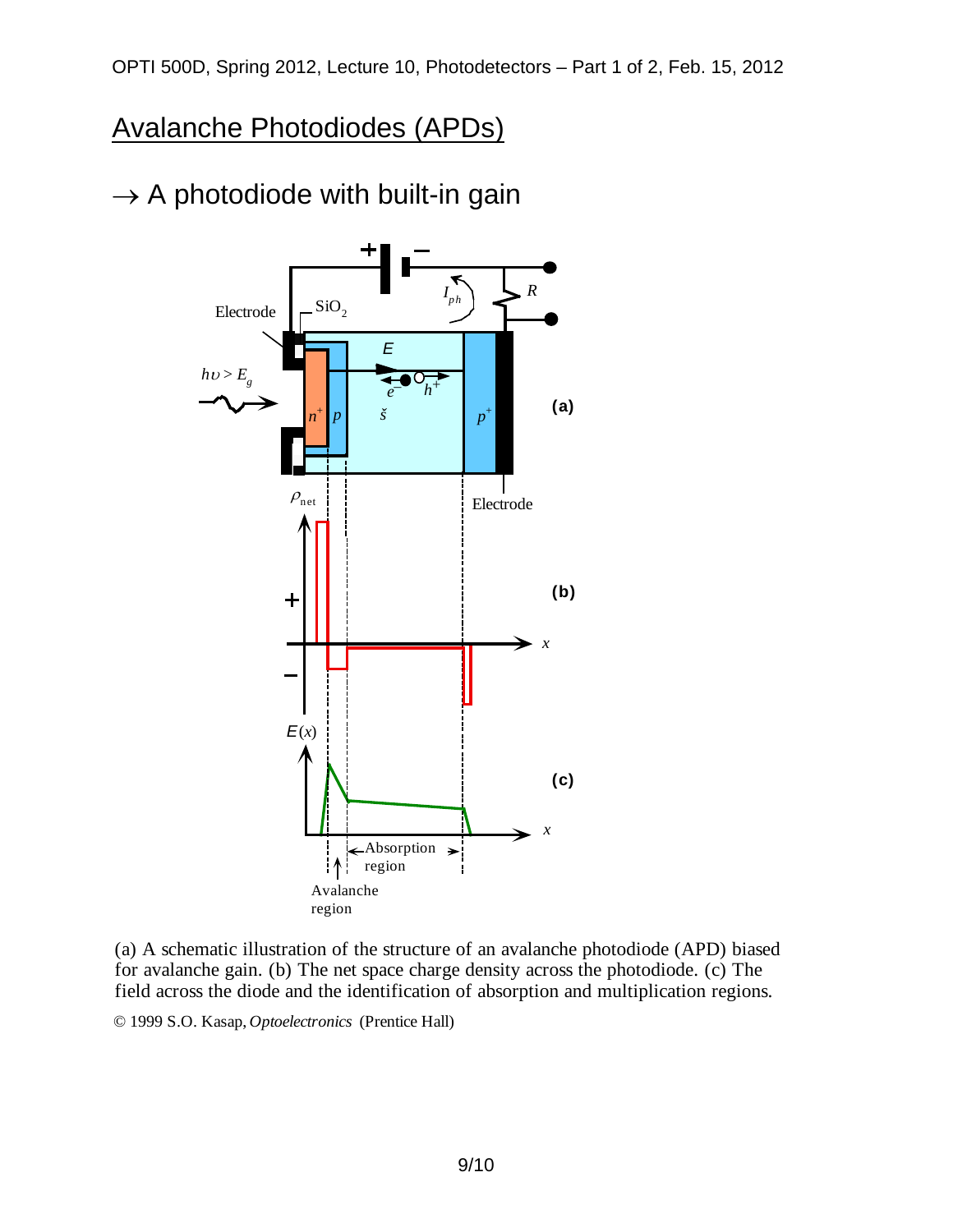## Avalanche Photodiodes (APDs)

→ A photodiode with built-in gain

(a) A schematic illustration of the structure of an avalanche photodiode (APD) biased for avalanche gain. (b) The net space charge density across the photodiode. (c) The field across the diode and the identification of absorption and multiplication regions.

© 1999 S.O. Kasap, *Optoelectronics* (Prentice Hall)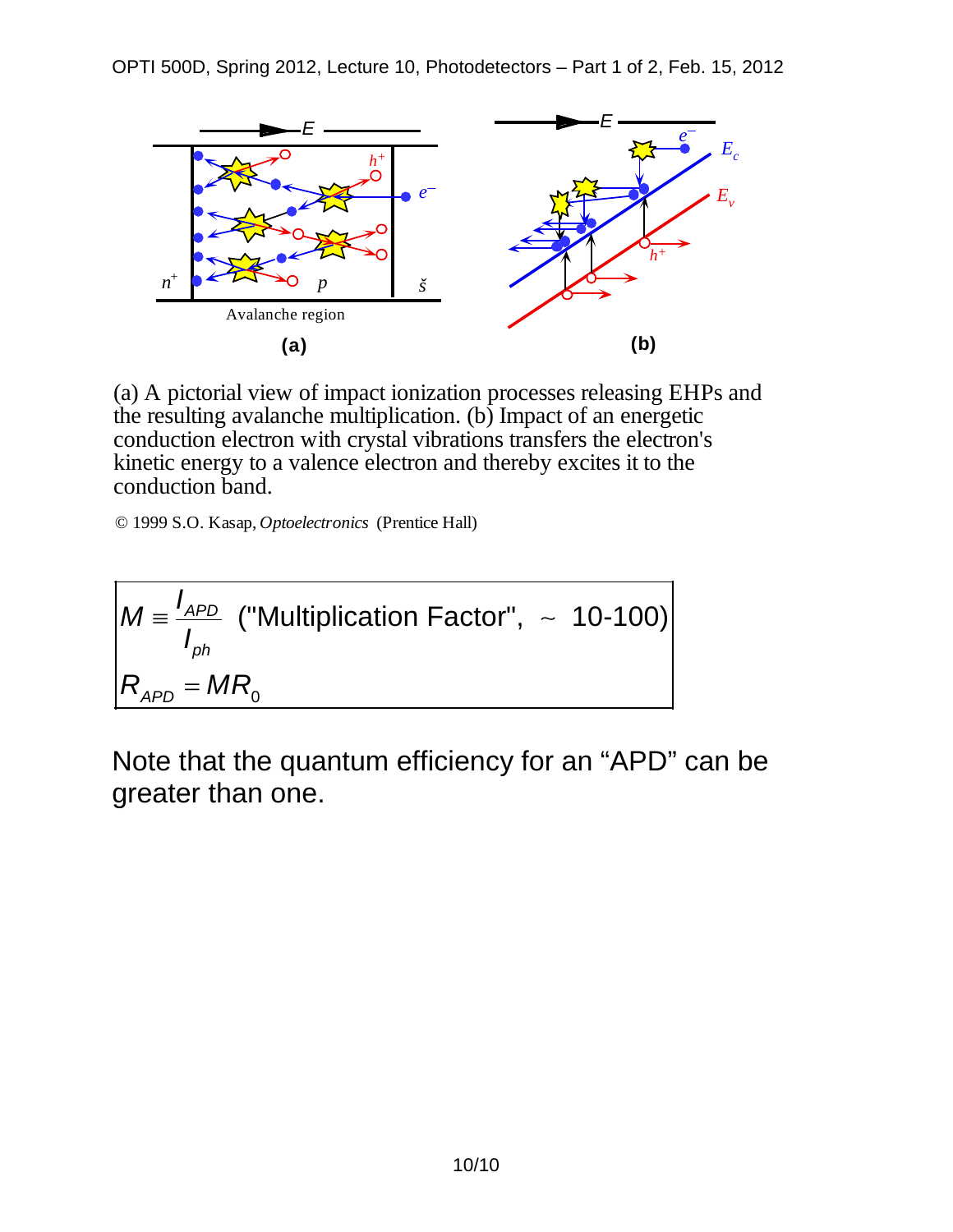E

$h^+$

$e^-$

$n^+$

$p$

š

Avalanche region

**(a)**

E

$e^-$

$E_c$

$E_v$

$h^+$

**(b)**

(a) A pictorial view of impact ionization processes releasing EHPs and the resulting avalanche multiplication. (b) Impact of an energetic conduction electron with crystal vibrations transfers the electron's kinetic energy to a valence electron and thereby excites it to the conduction band.

© 1999 S.O. Kasap, *Optoelectronics* (Prentice Hall)

$$M \equiv \frac{I_{APD}}{I_{ph}} \quad \text{("Multiplication Factor", } \sim \text{ 10-100)}$$

$$R_{APD} = MR_0$$

Note that the quantum efficiency for an "APD" can be greater than one.